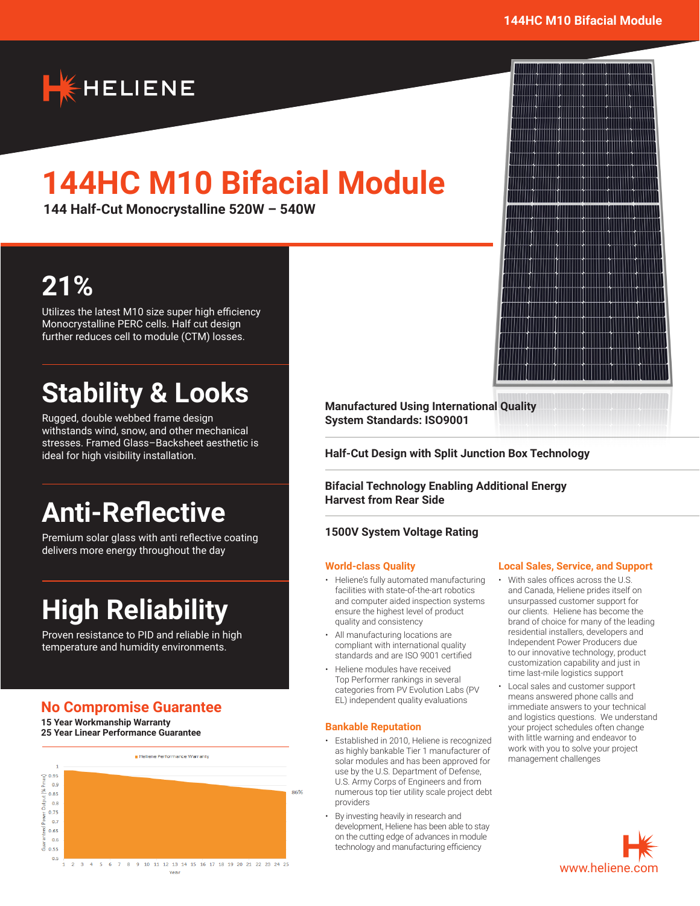HELIENE

# 144HC M10 Bifacial Module

**144 Half-Cut Monocrystalline 520W – 540W**

## 21%

Utilizes the latest M10 size super high efficiency Monocrystalline PERC cells. Half cut design further reduces cell to module (CTM) losses.

## Stability & Looks

Rugged, double webbed frame design withstands wind, snow, and other mechanical stresses. Framed Glass–Backsheet aesthetic is ideal for high visibility installation.

## Anti-Reflective

Premium solar glass with anti reflective coating delivers more energy throughout the day

## High Reliability

Proven resistance to PID and reliable in high temperature and humidity environments.

## No Compromise Guarantee

**15 Year Workmanship Warranty**
**25 Year Linear Performance Guarantee**

Heliene Performance Warranty

Guaranteed Power Output [% Pmax]: 1, 0.95, 0.9, 0.85, 0.8, 0.75, 0.7, 0.65, 0.6, 0.55, 0.5

Year: 1 2 3 4 5 6 7 8 9 10 11 12 13 14 15 16 17 18 19 20 21 22 23 24 25

86%

**Manufactured Using International Quality System Standards: ISO9001**

**Half-Cut Design with Split Junction Box Technology**

**Bifacial Technology Enabling Additional Energy Harvest from Rear Side**

**1500V System Voltage Rating**

### World-class Quality

- Heliene's fully automated manufacturing facilities with state-of-the-art robotics and computer aided inspection systems ensure the highest level of product quality and consistency
- All manufacturing locations are compliant with international quality standards and are ISO 9001 certified
- Heliene modules have received Top Performer rankings in several categories from PV Evolution Labs (PV EL) independent quality evaluations

### Bankable Reputation

- Established in 2010, Heliene is recognized as highly bankable Tier 1 manufacturer of solar modules and has been approved for use by the U.S. Department of Defense, U.S. Army Corps of Engineers and from numerous top tier utility scale project debt providers
- By investing heavily in research and development, Heliene has been able to stay on the cutting edge of advances in module technology and manufacturing efficiency

### Local Sales, Service, and Support

- With sales offices across the U.S. and Canada, Heliene prides itself on unsurpassed customer support for our clients. Heliene has become the brand of choice for many of the leading residential installers, developers and Independent Power Producers due to our innovative technology, product customization capability and just in time last-mile logistics support
- Local sales and customer support means answered phone calls and immediate answers to your technical and logistics questions. We understand your project schedules often change with little warning and endeavor to work with you to solve your project management challenges

www.heliene.com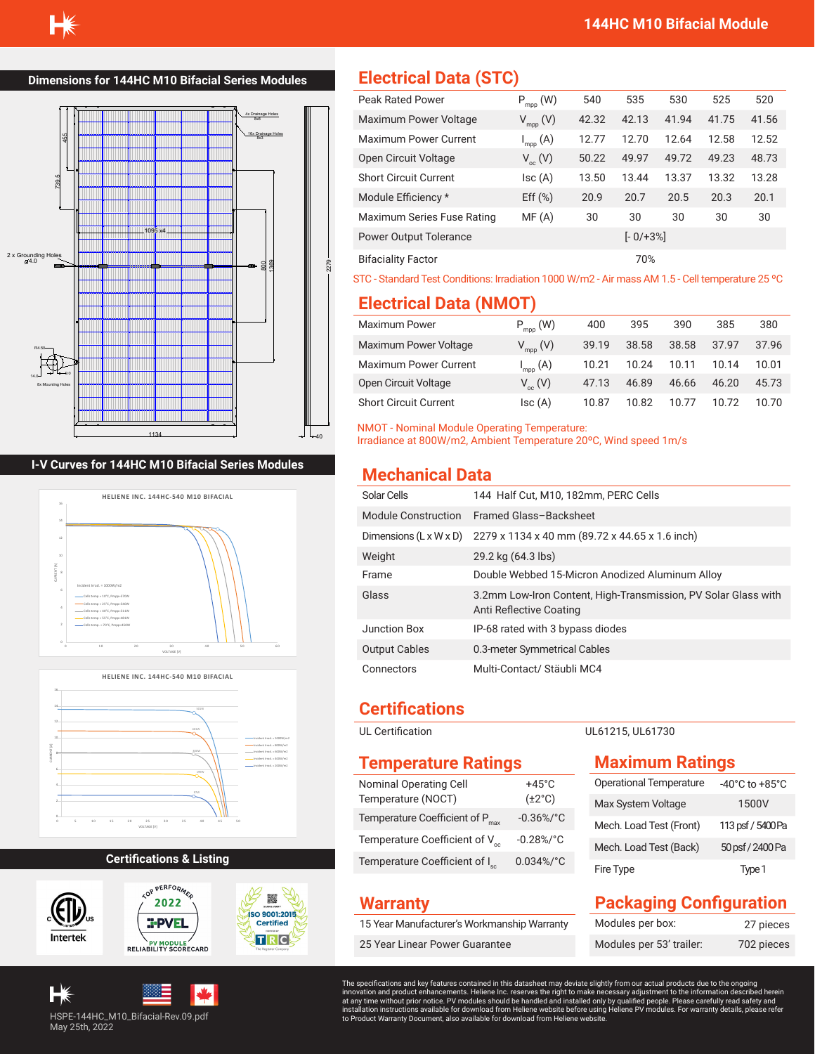# 144HC M10 Bifacial Module

## Dimensions for 144HC M10 Bifacial Series Modules

4x Drainage Holes 6x8
16x Drainage Holes 8x3
455
739.5
1095 x4
2 x Grounding Holes ⌀4.0
800
1369
2279
R4.50
14.0
8.0
8x Mounting Holes
1134
40

## I-V Curves for 144HC M10 Bifacial Series Modules

HELIENE INC. 144HC-540 M10 BIFACIAL

Incident Irrad. = 1000W/m2
Cells temp = 10°C, Pmpp=570W
Cells temp = 25°C, Pmpp=540W
Cells temp = 40°C, Pmpp=511W
Cells temp = 55°C, Pmpp=481W
Cells temp = 70°C, Pmpp=450W

CURRENT (A)
VOLTAGE (V)

HELIENE INC. 144HC-540 M10 BIFACIAL

CURRENT (A)
VOLTAGE (V)

## Certifications & Listing

Intertek
TOP PERFORMER 2022 PVEL PV MODULE RELIABILITY SCORECARD
ISO 9001:2015 Certified TRC

## Electrical Data (STC)

| | | | | | | |
|---|---|---|---|---|---|---|
| Peak Rated Power | $P_{mpp}$ (W) | 540 | 535 | 530 | 525 | 520 |
| Maximum Power Voltage | $V_{mpp}$ (V) | 42.32 | 42.13 | 41.94 | 41.75 | 41.56 |
| Maximum Power Current | $I_{mpp}$ (A) | 12.77 | 12.70 | 12.64 | 12.58 | 12.52 |
| Open Circuit Voltage | $V_{oc}$ (V) | 50.22 | 49.97 | 49.72 | 49.23 | 48.73 |
| Short Circuit Current | Isc (A) | 13.50 | 13.44 | 13.37 | 13.32 | 13.28 |
| Module Efficiency * | Eff (%) | 20.9 | 20.7 | 20.5 | 20.3 | 20.1 |
| Maximum Series Fuse Rating | MF (A) | 30 | 30 | 30 | 30 | 30 |
| Power Output Tolerance | | [- 0/+3%] | | | | |
| Bifaciality Factor | | 70% | | | | |

STC - Standard Test Conditions: Irradiation 1000 W/m2 - Air mass AM 1.5 - Cell temperature 25 ºC

## Electrical Data (NMOT)

| | | | | | | |
|---|---|---|---|---|---|---|
| Maximum Power | $P_{mpp}$ (W) | 400 | 395 | 390 | 385 | 380 |
| Maximum Power Voltage | $V_{mpp}$ (V) | 39.19 | 38.58 | 38.58 | 37.97 | 37.96 |
| Maximum Power Current | $I_{mpp}$ (A) | 10.21 | 10.24 | 10.11 | 10.14 | 10.01 |
| Open Circuit Voltage | $V_{oc}$ (V) | 47.13 | 46.89 | 46.66 | 46.20 | 45.73 |
| Short Circuit Current | Isc (A) | 10.87 | 10.82 | 10.77 | 10.72 | 10.70 |

NMOT - Nominal Module Operating Temperature:
Irradiance at 800W/m2, Ambient Temperature 20ºC, Wind speed 1m/s

## Mechanical Data

| | |
|---|---|
| Solar Cells | 144 Half Cut, M10, 182mm, PERC Cells |
| Module Construction | Framed Glass–Backsheet |
| Dimensions (L x W x D) | 2279 x 1134 x 40 mm (89.72 x 44.65 x 1.6 inch) |
| Weight | 29.2 kg (64.3 lbs) |
| Frame | Double Webbed 15-Micron Anodized Aluminum Alloy |
| Glass | 3.2mm Low-Iron Content, High-Transmission, PV Solar Glass with Anti Reflective Coating |
| Junction Box | IP-68 rated with 3 bypass diodes |
| Output Cables | 0.3-meter Symmetrical Cables |
| Connectors | Multi-Contact/ Stäubli MC4 |

## Certifications

| | |
|---|---|
| UL Certification | UL61215, UL61730 |

## Temperature Ratings

| | |
|---|---|
| Nominal Operating Cell Temperature (NOCT) | +45°C (±2°C) |
| Temperature Coefficient of $P_{max}$ | -0.36%/°C |
| Temperature Coefficient of $V_{oc}$ | -0.28%/°C |
| Temperature Coefficient of $I_{sc}$ | 0.034%/°C |

## Maximum Ratings

| | |
|---|---|
| Operational Temperature | -40°C to +85°C |
| Max System Voltage | 1500V |
| Mech. Load Test (Front) | 113 psf / 5400 Pa |
| Mech. Load Test (Back) | 50 psf / 2400 Pa |
| Fire Type | Type 1 |

## Warranty

15 Year Manufacturer's Workmanship Warranty

25 Year Linear Power Guarantee

## Packaging Configuration

| | |
|---|---|
| Modules per box: | 27 pieces |
| Modules per 53' trailer: | 702 pieces |

HSPE-144HC_M10_Bifacial-Rev.09.pdf
May 25th, 2022

The specifications and key features contained in this datasheet may deviate slightly from our actual products due to the ongoing innovation and product enhancements. Heliene Inc. reserves the right to make necessary adjustment to the information described herein at any time without prior notice. PV modules should be handled and installed only by qualified people. Please carefully read safety and installation instructions available for download from Heliene website before using Heliene PV modules. For warranty details, please refer to Product Warranty Document, also available for download from Heliene website.